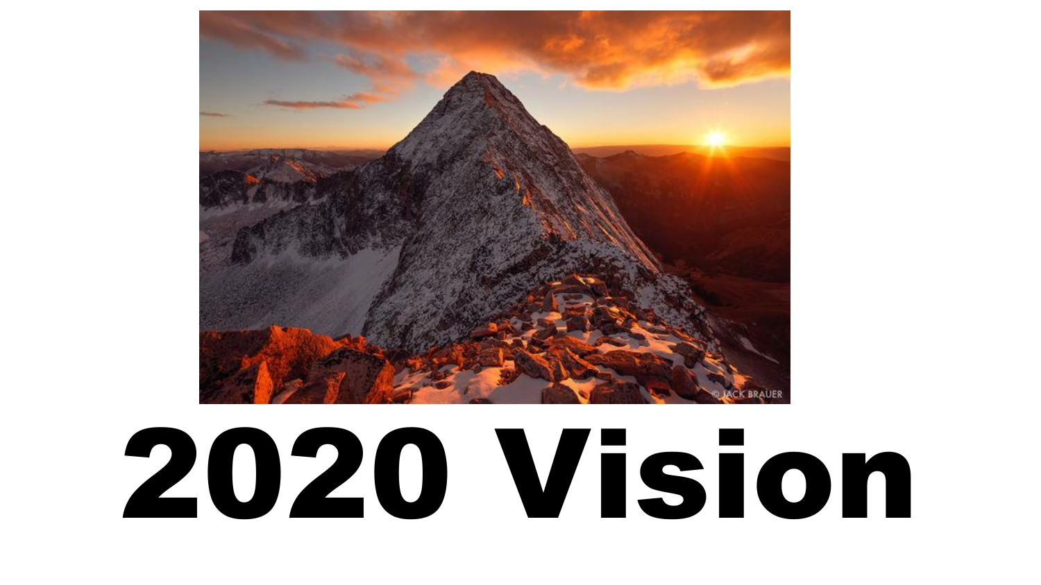# 2020 Vision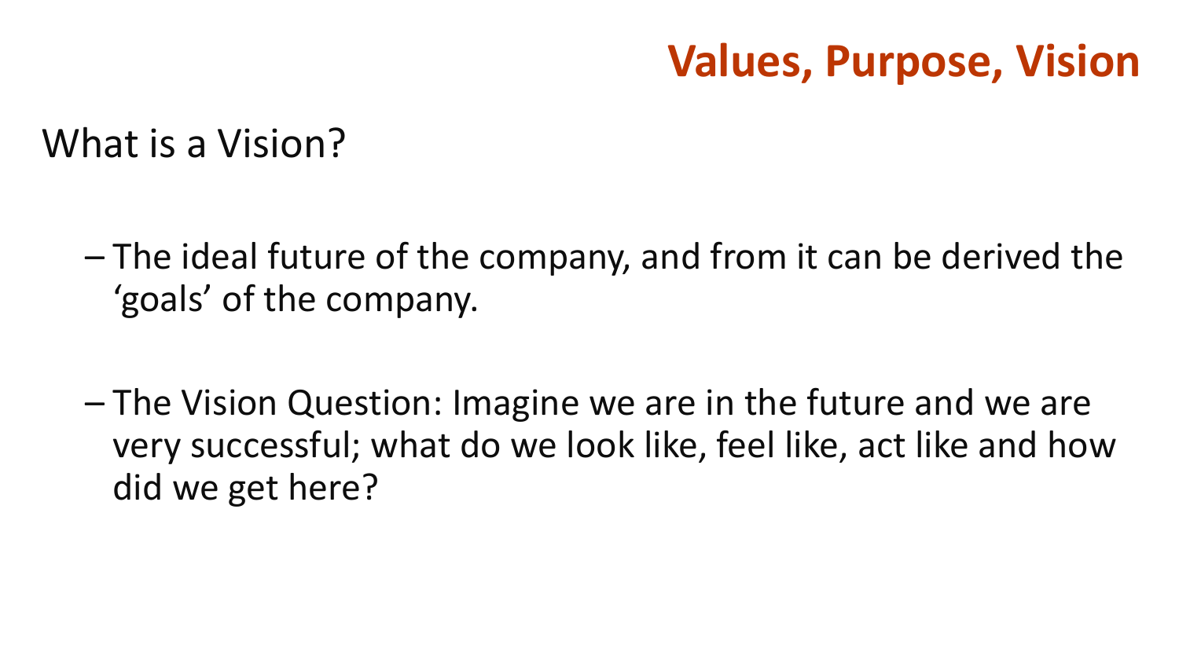## Values, Purpose, Vision

What is a Vision?

- The ideal future of the company, and from it can be derived the 'goals' of the company.
- The Vision Question: Imagine we are in the future and we are very successful; what do we look like, feel like, act like and how did we get here?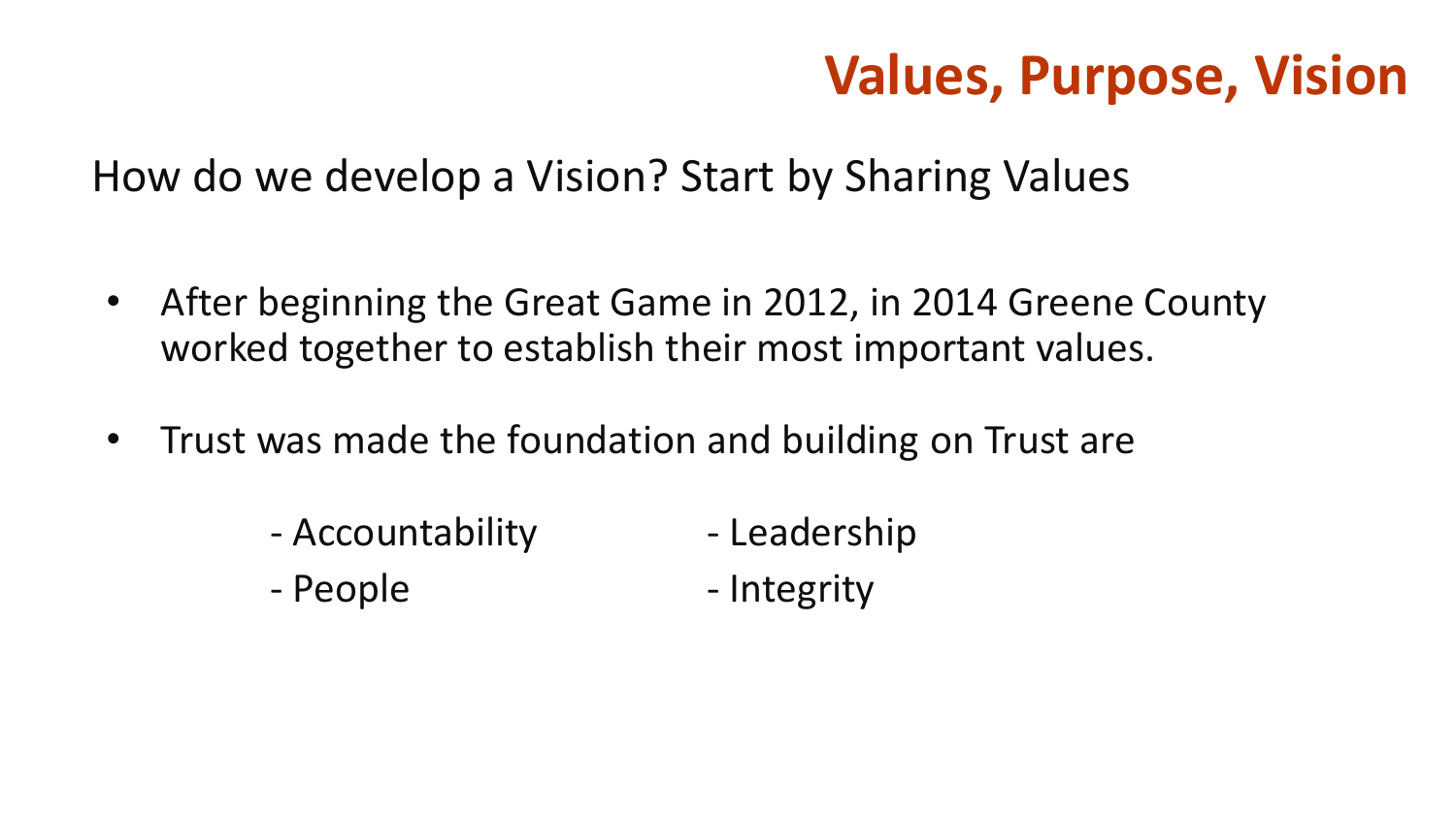# Values, Purpose, Vision

How do we develop a Vision? Start by Sharing Values

- After beginning the Great Game in 2012, in 2014 Greene County worked together to establish their most important values.
- Trust was made the foundation and building on Trust are

  - Accountability
  - Leadership
  - People
  - Integrity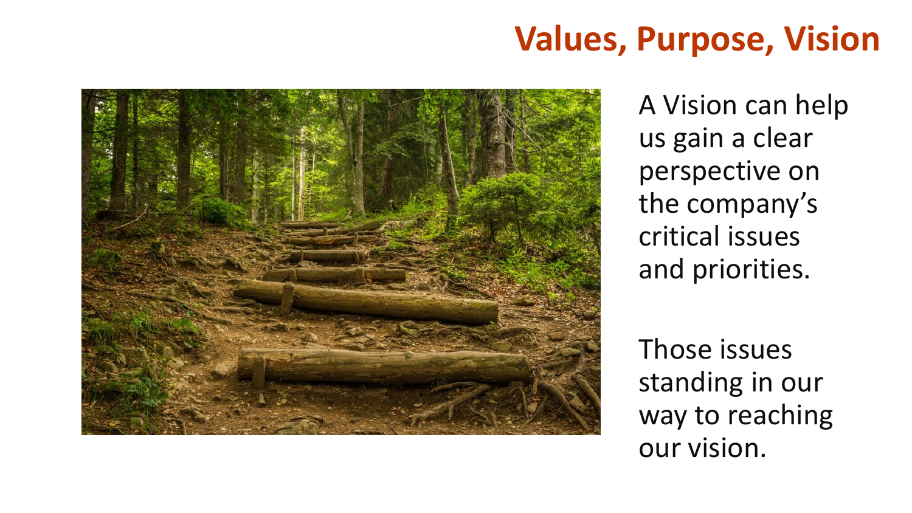# Values, Purpose, Vision

A Vision can help us gain a clear perspective on the company's critical issues and priorities.

Those issues standing in our way to reaching our vision.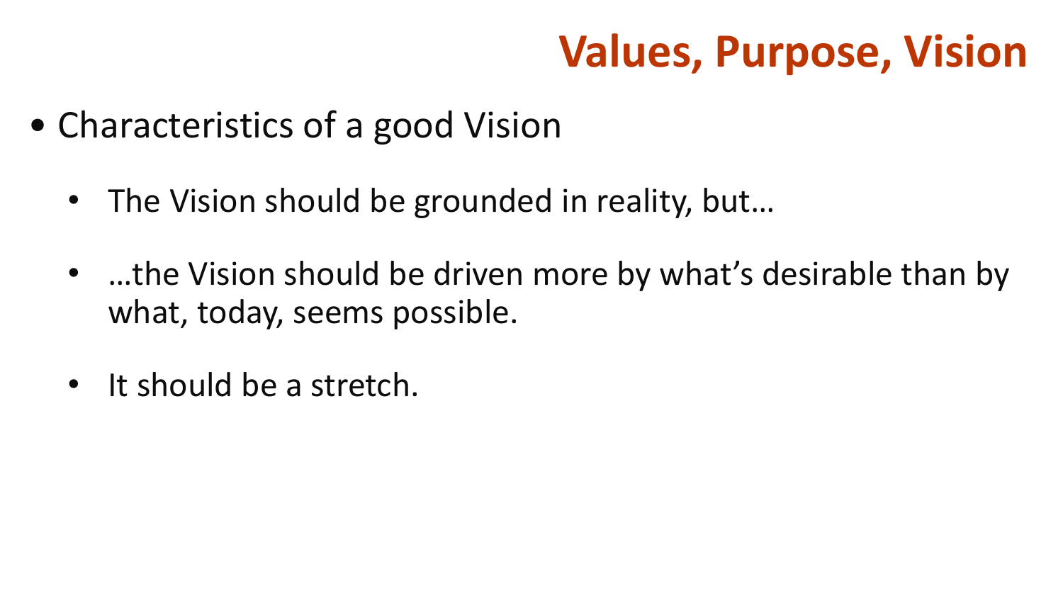# Values, Purpose, Vision

- Characteristics of a good Vision
  - The Vision should be grounded in reality, but…
  - …the Vision should be driven more by what's desirable than by what, today, seems possible.
  - It should be a stretch.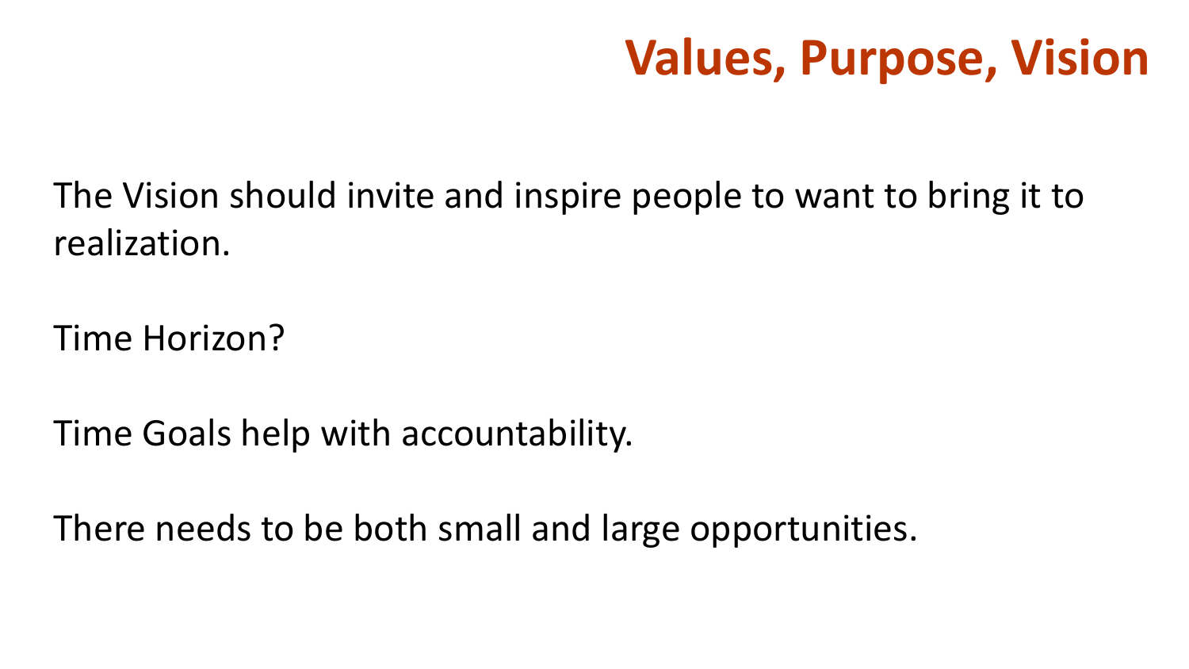# Values, Purpose, Vision

The Vision should invite and inspire people to want to bring it to realization.

Time Horizon?

Time Goals help with accountability.

There needs to be both small and large opportunities.